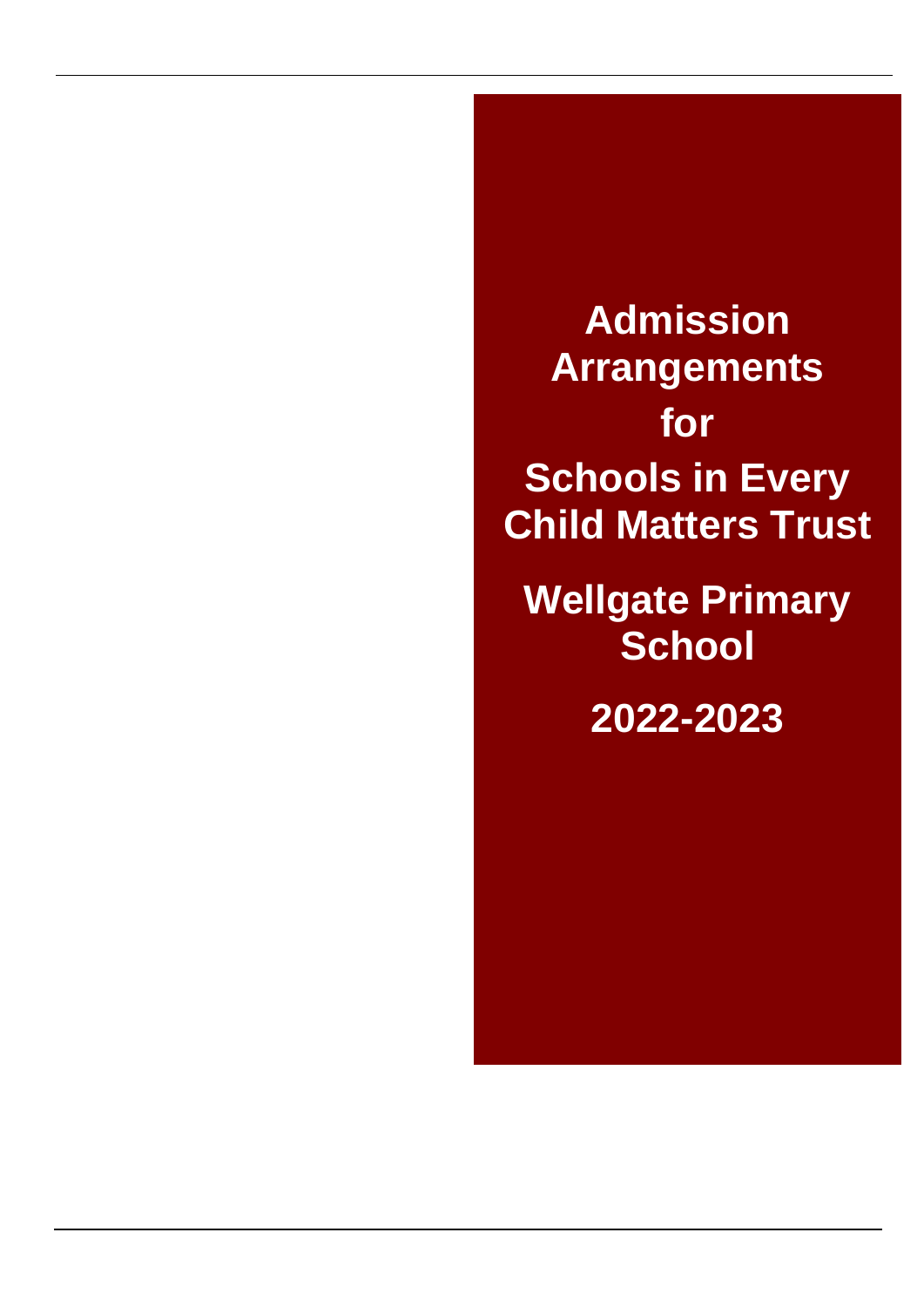# Admission Arrangements for Schools in Every Child Matters Trust

## Wellgate Primary School

## 2022-2023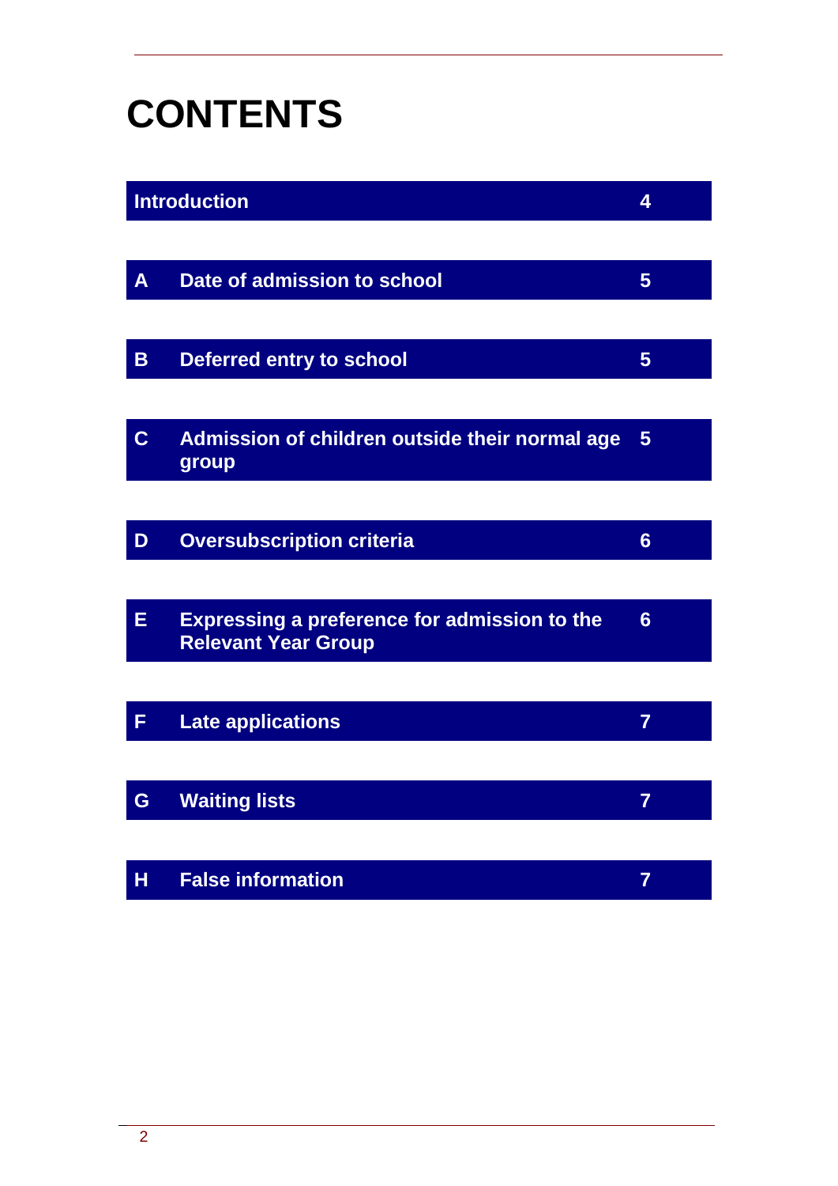# CONTENTS

| | | |
|---|---|---|
| Introduction | | 4 |
| A | Date of admission to school | 5 |
| B | Deferred entry to school | 5 |
| C | Admission of children outside their normal age group | 5 |
| D | Oversubscription criteria | 6 |
| E | Expressing a preference for admission to the Relevant Year Group | 6 |
| F | Late applications | 7 |
| G | Waiting lists | 7 |
| H | False information | 7 |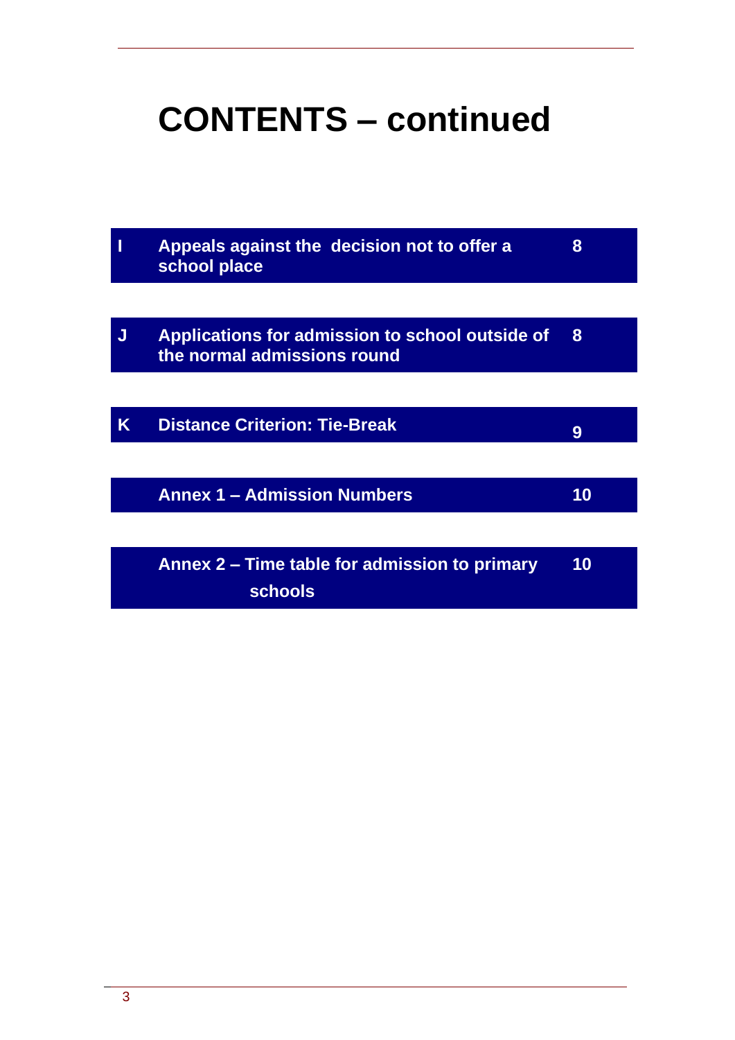# CONTENTS – continued

| | | |
|---|---|---|
| I | Appeals against the decision not to offer a school place | 8 |
| J | Applications for admission to school outside of the normal admissions round | 8 |
| K | Distance Criterion: Tie-Break | 9 |
| | Annex 1 – Admission Numbers | 10 |
| | Annex 2 – Time table for admission to primary schools | 10 |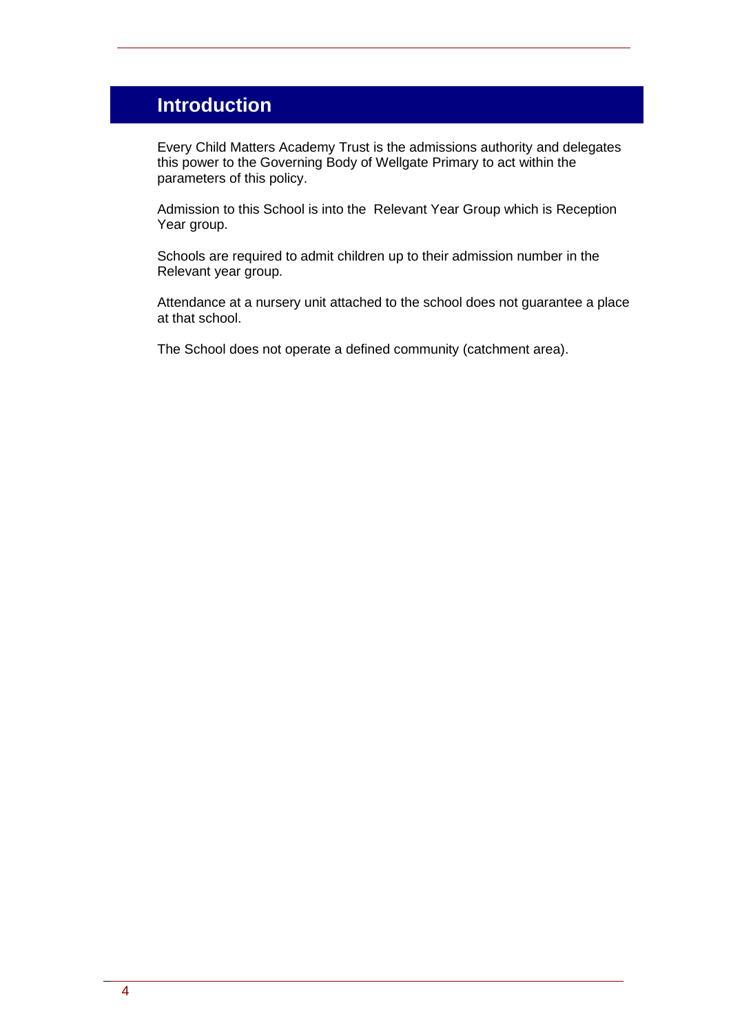# Introduction

Every Child Matters Academy Trust is the admissions authority and delegates this power to the Governing Body of Wellgate Primary to act within the parameters of this policy.

Admission to this School is into the Relevant Year Group which is Reception Year group.

Schools are required to admit children up to their admission number in the Relevant year group.

Attendance at a nursery unit attached to the school does not guarantee a place at that school.

The School does not operate a defined community (catchment area).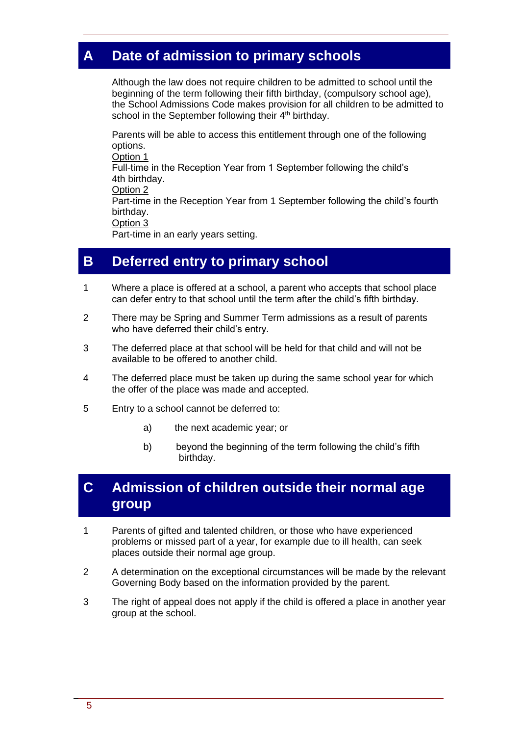## A Date of admission to primary schools

Although the law does not require children to be admitted to school until the beginning of the term following their fifth birthday, (compulsory school age), the School Admissions Code makes provision for all children to be admitted to school in the September following their 4th birthday.

Parents will be able to access this entitlement through one of the following options.

Option 1
Full-time in the Reception Year from 1 September following the child's 4th birthday.

Option 2
Part-time in the Reception Year from 1 September following the child's fourth birthday.

Option 3
Part-time in an early years setting.

## B Deferred entry to primary school

1. Where a place is offered at a school, a parent who accepts that school place can defer entry to that school until the term after the child's fifth birthday.

2. There may be Spring and Summer Term admissions as a result of parents who have deferred their child's entry.

3. The deferred place at that school will be held for that child and will not be available to be offered to another child.

4. The deferred place must be taken up during the same school year for which the offer of the place was made and accepted.

5. Entry to a school cannot be deferred to:

   a) the next academic year; or

   b) beyond the beginning of the term following the child's fifth birthday.

## C Admission of children outside their normal age group

1. Parents of gifted and talented children, or those who have experienced problems or missed part of a year, for example due to ill health, can seek places outside their normal age group.

2. A determination on the exceptional circumstances will be made by the relevant Governing Body based on the information provided by the parent.

3. The right of appeal does not apply if the child is offered a place in another year group at the school.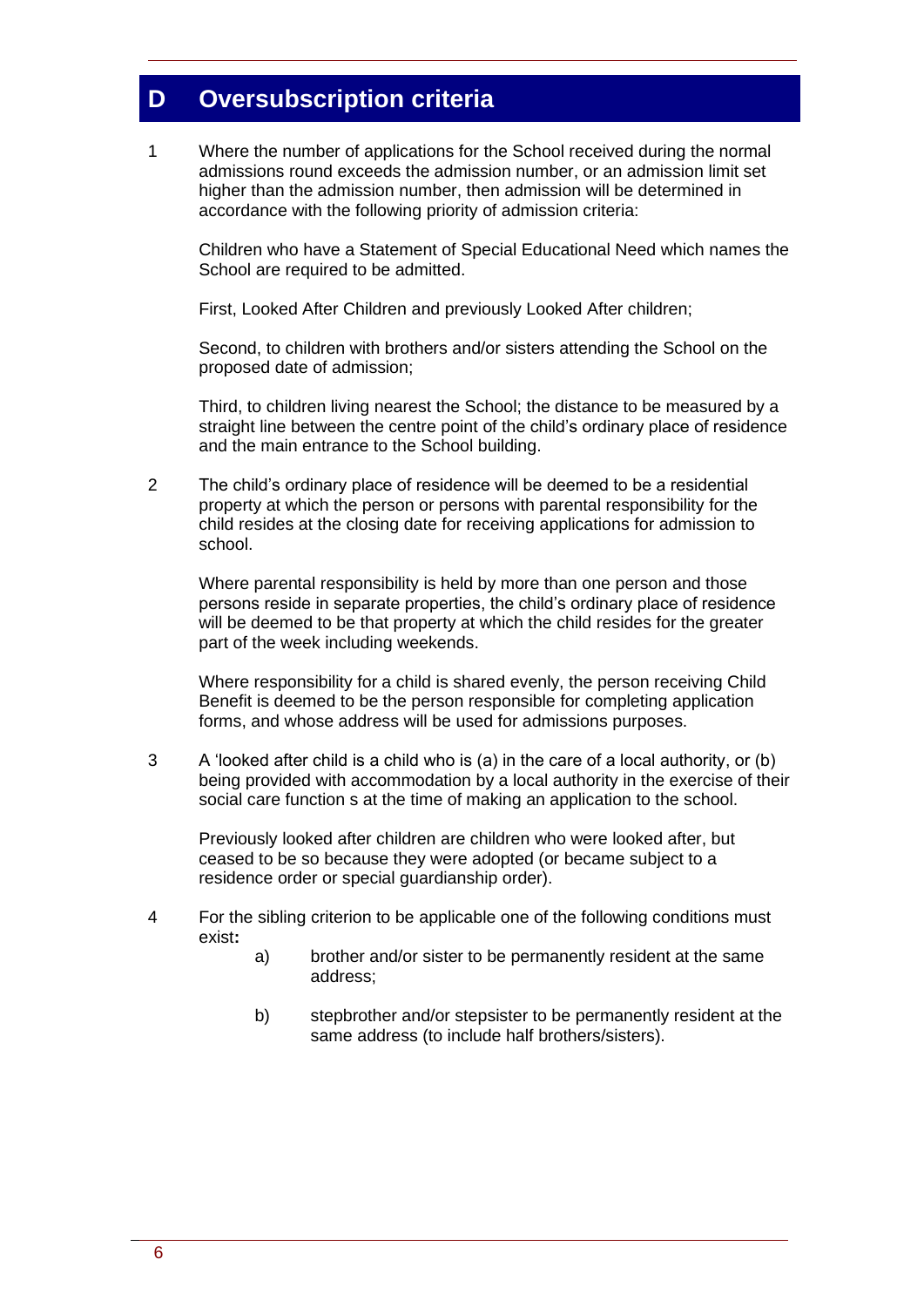## D Oversubscription criteria

1 Where the number of applications for the School received during the normal admissions round exceeds the admission number, or an admission limit set higher than the admission number, then admission will be determined in accordance with the following priority of admission criteria:

Children who have a Statement of Special Educational Need which names the School are required to be admitted.

First, Looked After Children and previously Looked After children;

Second, to children with brothers and/or sisters attending the School on the proposed date of admission;

Third, to children living nearest the School; the distance to be measured by a straight line between the centre point of the child's ordinary place of residence and the main entrance to the School building.

2 The child's ordinary place of residence will be deemed to be a residential property at which the person or persons with parental responsibility for the child resides at the closing date for receiving applications for admission to school.

Where parental responsibility is held by more than one person and those persons reside in separate properties, the child's ordinary place of residence will be deemed to be that property at which the child resides for the greater part of the week including weekends.

Where responsibility for a child is shared evenly, the person receiving Child Benefit is deemed to be the person responsible for completing application forms, and whose address will be used for admissions purposes.

3 A 'looked after child is a child who is (a) in the care of a local authority, or (b) being provided with accommodation by a local authority in the exercise of their social care function s at the time of making an application to the school.

Previously looked after children are children who were looked after, but ceased to be so because they were adopted (or became subject to a residence order or special guardianship order).

4 For the sibling criterion to be applicable one of the following conditions must exist**:**

a) brother and/or sister to be permanently resident at the same address;

b) stepbrother and/or stepsister to be permanently resident at the same address (to include half brothers/sisters).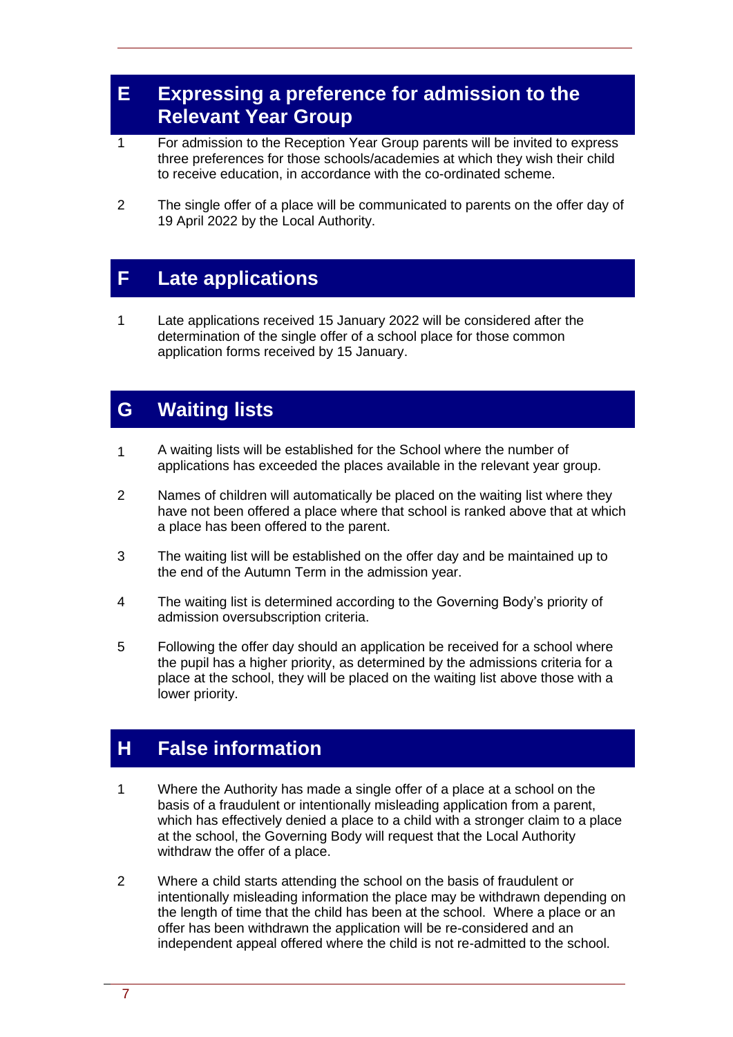## E Expressing a preference for admission to the Relevant Year Group

1. For admission to the Reception Year Group parents will be invited to express three preferences for those schools/academies at which they wish their child to receive education, in accordance with the co-ordinated scheme.

2. The single offer of a place will be communicated to parents on the offer day of 19 April 2022 by the Local Authority.

## F Late applications

1. Late applications received 15 January 2022 will be considered after the determination of the single offer of a school place for those common application forms received by 15 January.

## G Waiting lists

1. A waiting lists will be established for the School where the number of applications has exceeded the places available in the relevant year group.

2. Names of children will automatically be placed on the waiting list where they have not been offered a place where that school is ranked above that at which a place has been offered to the parent.

3. The waiting list will be established on the offer day and be maintained up to the end of the Autumn Term in the admission year.

4. The waiting list is determined according to the Governing Body's priority of admission oversubscription criteria.

5. Following the offer day should an application be received for a school where the pupil has a higher priority, as determined by the admissions criteria for a place at the school, they will be placed on the waiting list above those with a lower priority.

## H False information

1. Where the Authority has made a single offer of a place at a school on the basis of a fraudulent or intentionally misleading application from a parent, which has effectively denied a place to a child with a stronger claim to a place at the school, the Governing Body will request that the Local Authority withdraw the offer of a place.

2. Where a child starts attending the school on the basis of fraudulent or intentionally misleading information the place may be withdrawn depending on the length of time that the child has been at the school. Where a place or an offer has been withdrawn the application will be re-considered and an independent appeal offered where the child is not re-admitted to the school.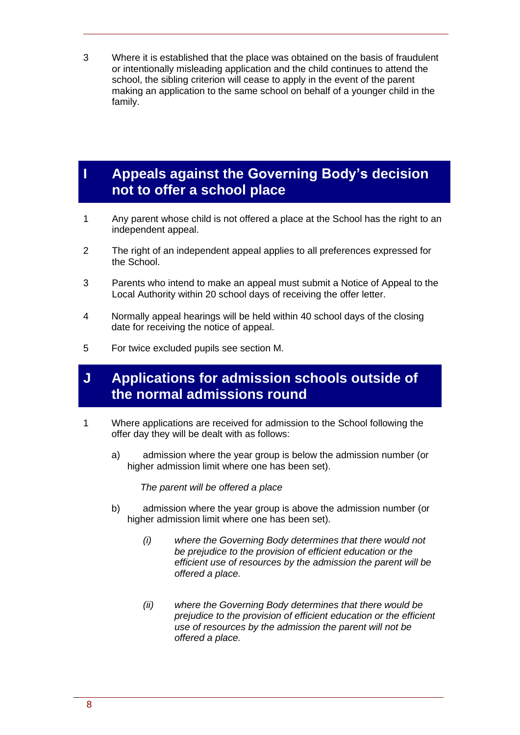3 Where it is established that the place was obtained on the basis of fraudulent or intentionally misleading application and the child continues to attend the school, the sibling criterion will cease to apply in the event of the parent making an application to the same school on behalf of a younger child in the family.

## I Appeals against the Governing Body's decision not to offer a school place

1 Any parent whose child is not offered a place at the School has the right to an independent appeal.

2 The right of an independent appeal applies to all preferences expressed for the School.

3 Parents who intend to make an appeal must submit a Notice of Appeal to the Local Authority within 20 school days of receiving the offer letter.

4 Normally appeal hearings will be held within 40 school days of the closing date for receiving the notice of appeal.

5 For twice excluded pupils see section M.

## J Applications for admission schools outside of the normal admissions round

1 Where applications are received for admission to the School following the offer day they will be dealt with as follows:

a) admission where the year group is below the admission number (or higher admission limit where one has been set).

*The parent will be offered a place*

b) admission where the year group is above the admission number (or higher admission limit where one has been set).

*(i) where the Governing Body determines that there would not be prejudice to the provision of efficient education or the efficient use of resources by the admission the parent will be offered a place.*

*(ii) where the Governing Body determines that there would be prejudice to the provision of efficient education or the efficient use of resources by the admission the parent will not be offered a place.*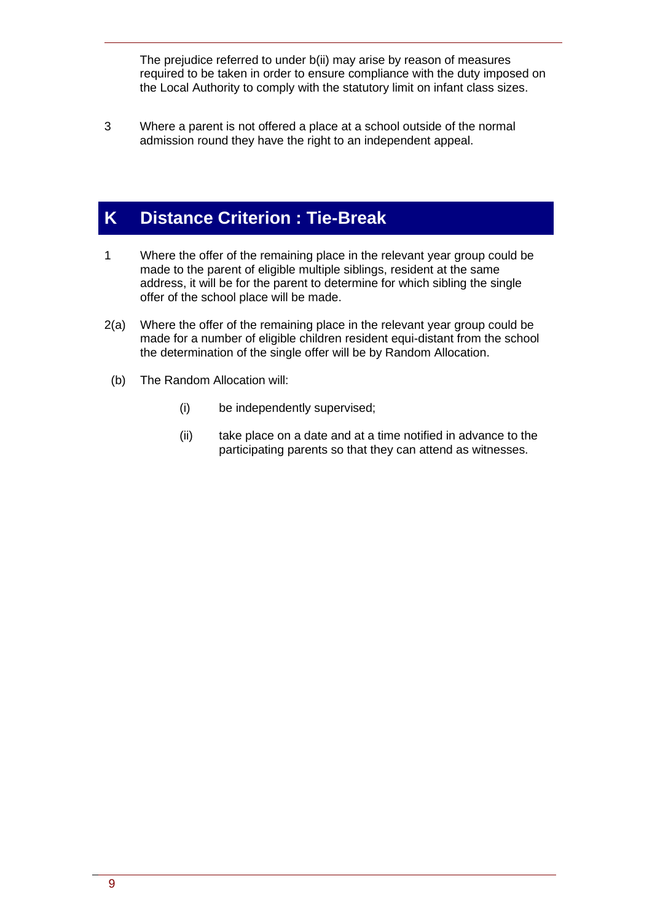The prejudice referred to under b(ii) may arise by reason of measures required to be taken in order to ensure compliance with the duty imposed on the Local Authority to comply with the statutory limit on infant class sizes.

3 Where a parent is not offered a place at a school outside of the normal admission round they have the right to an independent appeal.

## K Distance Criterion : Tie-Break

1 Where the offer of the remaining place in the relevant year group could be made to the parent of eligible multiple siblings, resident at the same address, it will be for the parent to determine for which sibling the single offer of the school place will be made.

2(a) Where the offer of the remaining place in the relevant year group could be made for a number of eligible children resident equi-distant from the school the determination of the single offer will be by Random Allocation.

(b) The Random Allocation will:

(i) be independently supervised;

(ii) take place on a date and at a time notified in advance to the participating parents so that they can attend as witnesses.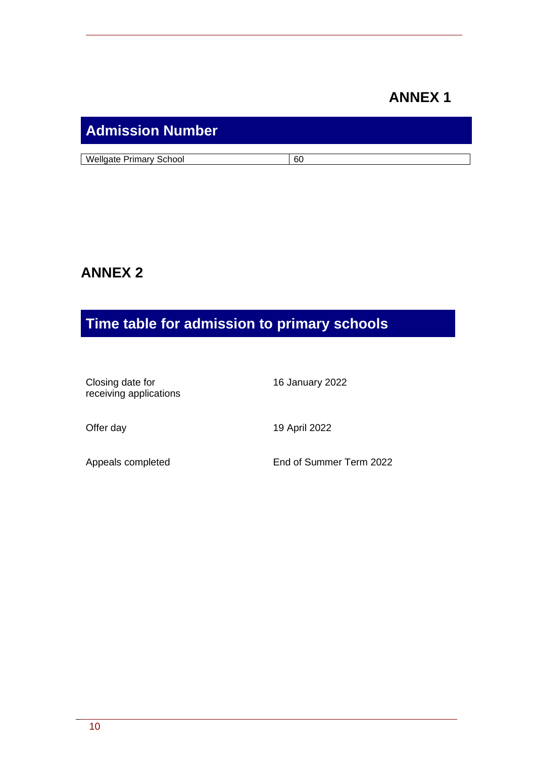# ANNEX 1

## Admission Number

| | |
|---|---|
| Wellgate Primary School | 60 |

# ANNEX 2

## Time table for admission to primary schools

| | |
|---|---|
| Closing date for receiving applications | 16 January 2022 |
| Offer day | 19 April 2022 |
| Appeals completed | End of Summer Term 2022 |